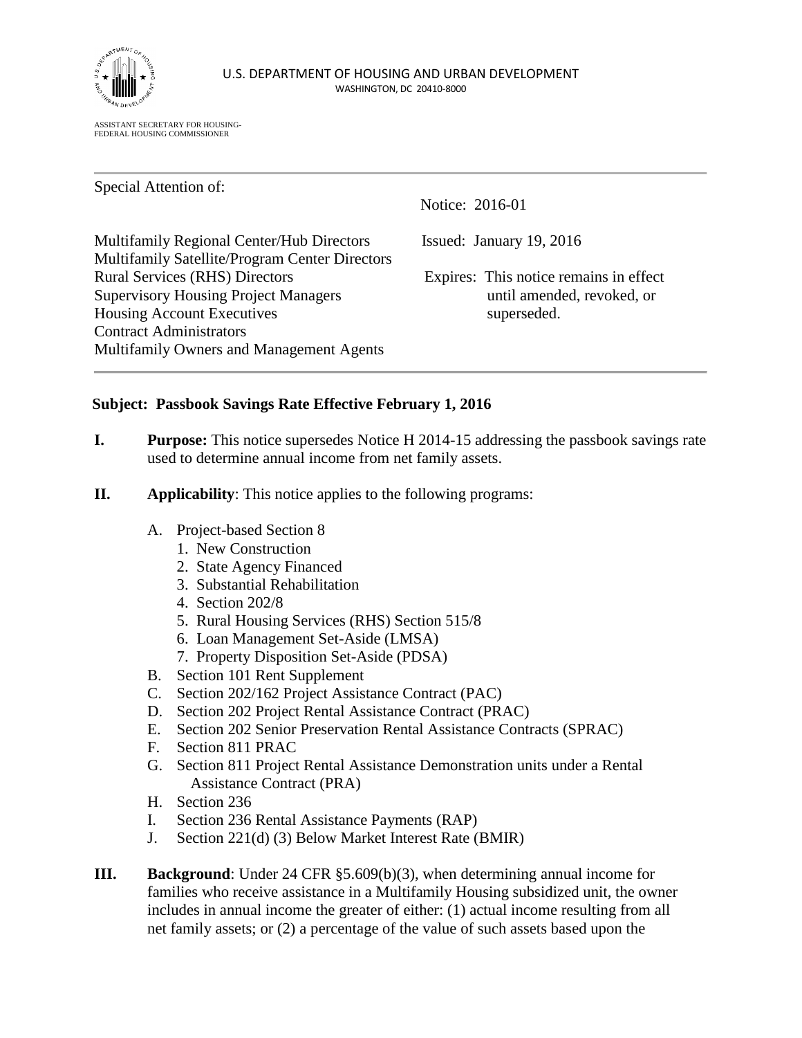U.S. DEPARTMENT OF HOUSING AND URBAN DEVELOPMENT
WASHINGTON, DC 20410-8000

ASSISTANT SECRETARY FOR HOUSING-
FEDERAL HOUSING COMMISSIONER

---

Special Attention of:

Multifamily Regional Center/Hub Directors
Multifamily Satellite/Program Center Directors
Rural Services (RHS) Directors
Supervisory Housing Project Managers
Housing Account Executives
Contract Administrators
Multifamily Owners and Management Agents

Notice: 2016-01

Issued: January 19, 2016

Expires: This notice remains in effect until amended, revoked, or superseded.

---

**Subject: Passbook Savings Rate Effective February 1, 2016**

**I. Purpose:** This notice supersedes Notice H 2014-15 addressing the passbook savings rate used to determine annual income from net family assets.

**II. Applicability**: This notice applies to the following programs:

A. Project-based Section 8
   1. New Construction
   2. State Agency Financed
   3. Substantial Rehabilitation
   4. Section 202/8
   5. Rural Housing Services (RHS) Section 515/8
   6. Loan Management Set-Aside (LMSA)
   7. Property Disposition Set-Aside (PDSA)

B. Section 101 Rent Supplement

C. Section 202/162 Project Assistance Contract (PAC)

D. Section 202 Project Rental Assistance Contract (PRAC)

E. Section 202 Senior Preservation Rental Assistance Contracts (SPRAC)

F. Section 811 PRAC

G. Section 811 Project Rental Assistance Demonstration units under a Rental Assistance Contract (PRA)

H. Section 236

I. Section 236 Rental Assistance Payments (RAP)

J. Section 221(d) (3) Below Market Interest Rate (BMIR)

**III. Background**: Under 24 CFR §5.609(b)(3), when determining annual income for families who receive assistance in a Multifamily Housing subsidized unit, the owner includes in annual income the greater of either: (1) actual income resulting from all net family assets; or (2) a percentage of the value of such assets based upon the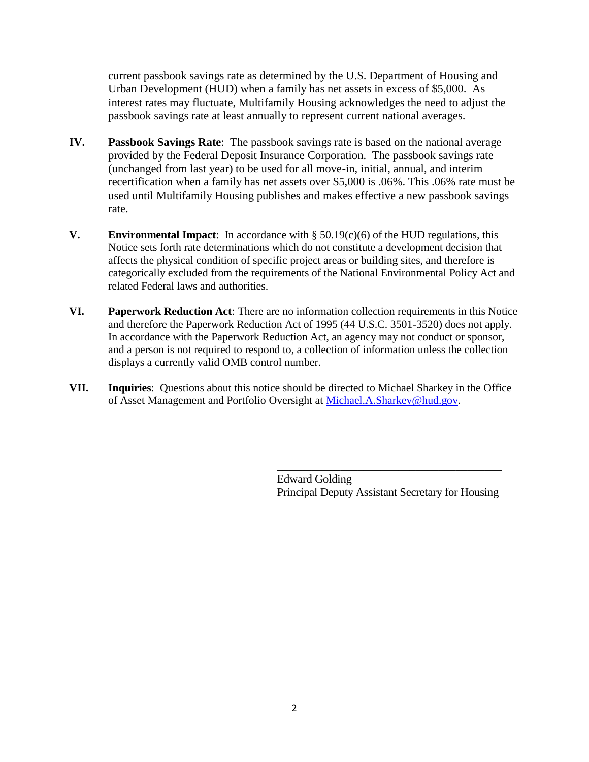current passbook savings rate as determined by the U.S. Department of Housing and Urban Development (HUD) when a family has net assets in excess of $5,000. As interest rates may fluctuate, Multifamily Housing acknowledges the need to adjust the passbook savings rate at least annually to represent current national averages.

**IV. Passbook Savings Rate**: The passbook savings rate is based on the national average provided by the Federal Deposit Insurance Corporation. The passbook savings rate (unchanged from last year) to be used for all move-in, initial, annual, and interim recertification when a family has net assets over $5,000 is .06%. This .06% rate must be used until Multifamily Housing publishes and makes effective a new passbook savings rate.

**V. Environmental Impact**: In accordance with § 50.19(c)(6) of the HUD regulations, this Notice sets forth rate determinations which do not constitute a development decision that affects the physical condition of specific project areas or building sites, and therefore is categorically excluded from the requirements of the National Environmental Policy Act and related Federal laws and authorities.

**VI. Paperwork Reduction Act**: There are no information collection requirements in this Notice and therefore the Paperwork Reduction Act of 1995 (44 U.S.C. 3501-3520) does not apply. In accordance with the Paperwork Reduction Act, an agency may not conduct or sponsor, and a person is not required to respond to, a collection of information unless the collection displays a currently valid OMB control number.

**VII. Inquiries**: Questions about this notice should be directed to Michael Sharkey in the Office of Asset Management and Portfolio Oversight at Michael.A.Sharkey@hud.gov.

\_\_\_\_\_\_\_\_\_\_\_\_\_\_\_\_\_\_\_\_\_\_\_\_\_\_\_\_\_\_\_\_\_\_\_\_\_\_\_\_

Edward Golding
Principal Deputy Assistant Secretary for Housing